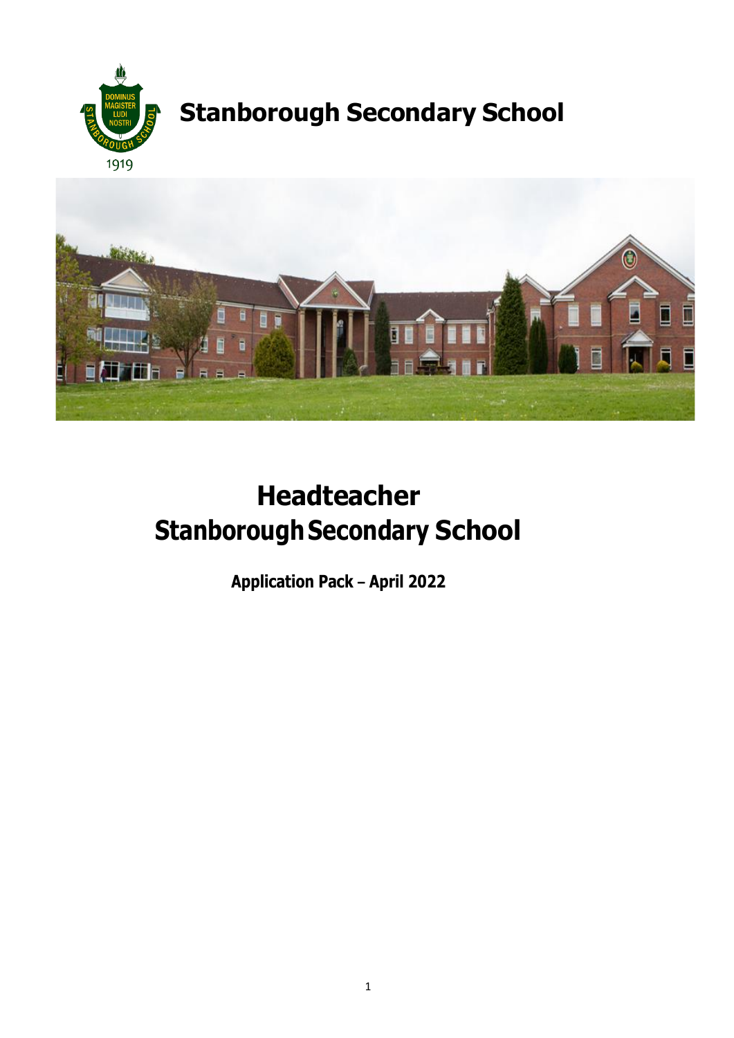# Stanborough Secondary School

# Headteacher
# Stanborough Secondary School

**Application Pack – April 2022**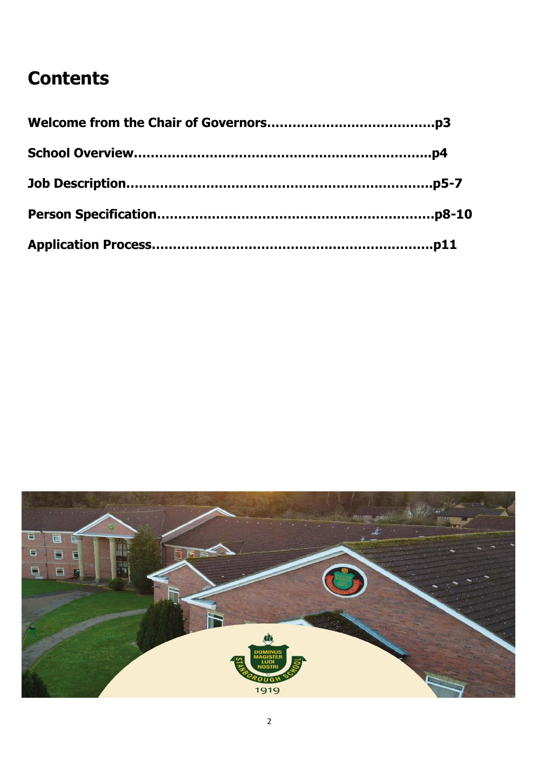# Contents

**Welcome from the Chair of Governors.......................................p3**

**School Overview..................................................................p4**

**Job Description....................................................................p5-7**

**Person Specification..............................................................p8-10**

**Application Process...............................................................p11**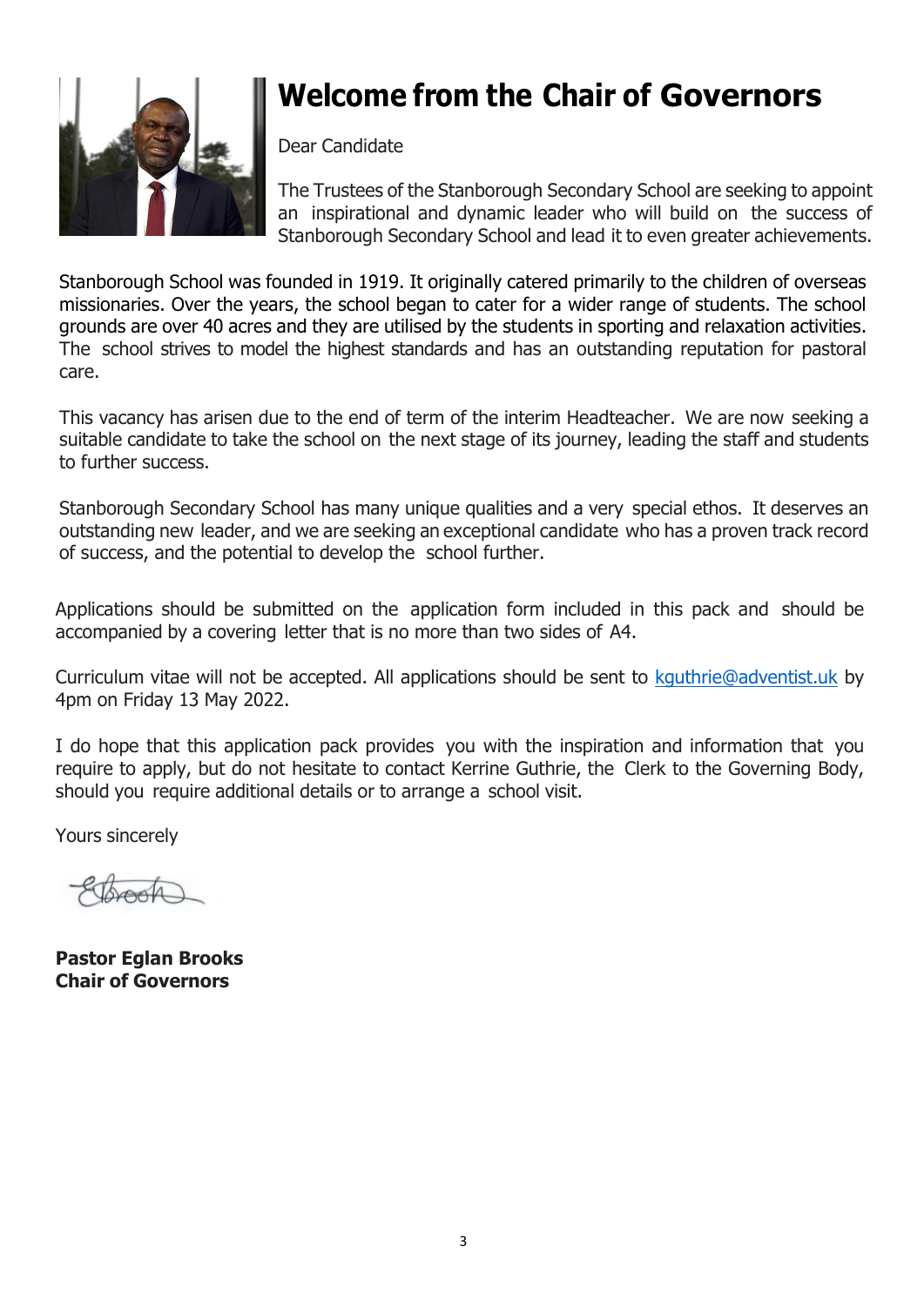# Welcome from the Chair of Governors

Dear Candidate

The Trustees of the Stanborough Secondary School are seeking to appoint an inspirational and dynamic leader who will build on the success of Stanborough Secondary School and lead it to even greater achievements.

Stanborough School was founded in 1919. It originally catered primarily to the children of overseas missionaries. Over the years, the school began to cater for a wider range of students. The school grounds are over 40 acres and they are utilised by the students in sporting and relaxation activities. The school strives to model the highest standards and has an outstanding reputation for pastoral care.

This vacancy has arisen due to the end of term of the interim Headteacher. We are now seeking a suitable candidate to take the school on the next stage of its journey, leading the staff and students to further success.

Stanborough Secondary School has many unique qualities and a very special ethos. It deserves an outstanding new leader, and we are seeking an exceptional candidate who has a proven track record of success, and the potential to develop the school further.

Applications should be submitted on the application form included in this pack and should be accompanied by a covering letter that is no more than two sides of A4.

Curriculum vitae will not be accepted. All applications should be sent to [kguthrie@adventist.uk](mailto:kguthrie@adventist.uk) by 4pm on Friday 13 May 2022.

I do hope that this application pack provides you with the inspiration and information that you require to apply, but do not hesitate to contact Kerrine Guthrie, the Clerk to the Governing Body, should you require additional details or to arrange a school visit.

Yours sincerely

**Pastor Eglan Brooks**
**Chair of Governors**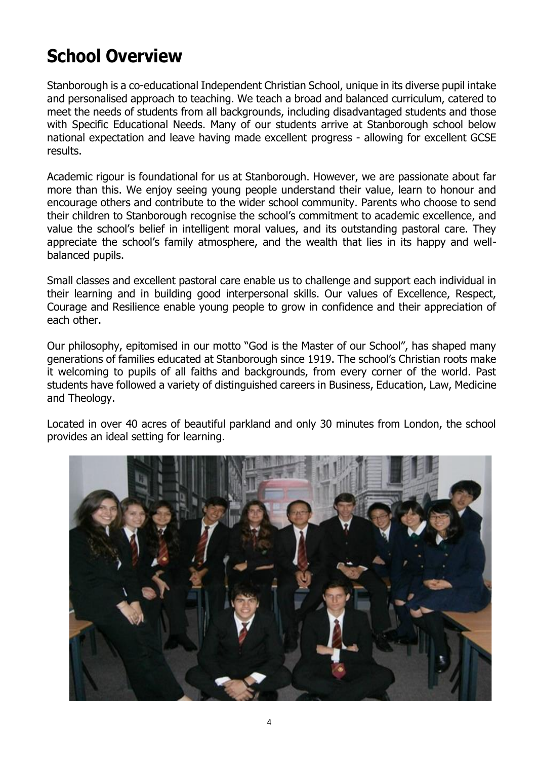# School Overview

Stanborough is a co-educational Independent Christian School, unique in its diverse pupil intake and personalised approach to teaching. We teach a broad and balanced curriculum, catered to meet the needs of students from all backgrounds, including disadvantaged students and those with Specific Educational Needs. Many of our students arrive at Stanborough school below national expectation and leave having made excellent progress - allowing for excellent GCSE results.

Academic rigour is foundational for us at Stanborough. However, we are passionate about far more than this. We enjoy seeing young people understand their value, learn to honour and encourage others and contribute to the wider school community. Parents who choose to send their children to Stanborough recognise the school's commitment to academic excellence, and value the school's belief in intelligent moral values, and its outstanding pastoral care. They appreciate the school's family atmosphere, and the wealth that lies in its happy and well-balanced pupils.

Small classes and excellent pastoral care enable us to challenge and support each individual in their learning and in building good interpersonal skills. Our values of Excellence, Respect, Courage and Resilience enable young people to grow in confidence and their appreciation of each other.

Our philosophy, epitomised in our motto "God is the Master of our School", has shaped many generations of families educated at Stanborough since 1919. The school's Christian roots make it welcoming to pupils of all faiths and backgrounds, from every corner of the world. Past students have followed a variety of distinguished careers in Business, Education, Law, Medicine and Theology.

Located in over 40 acres of beautiful parkland and only 30 minutes from London, the school provides an ideal setting for learning.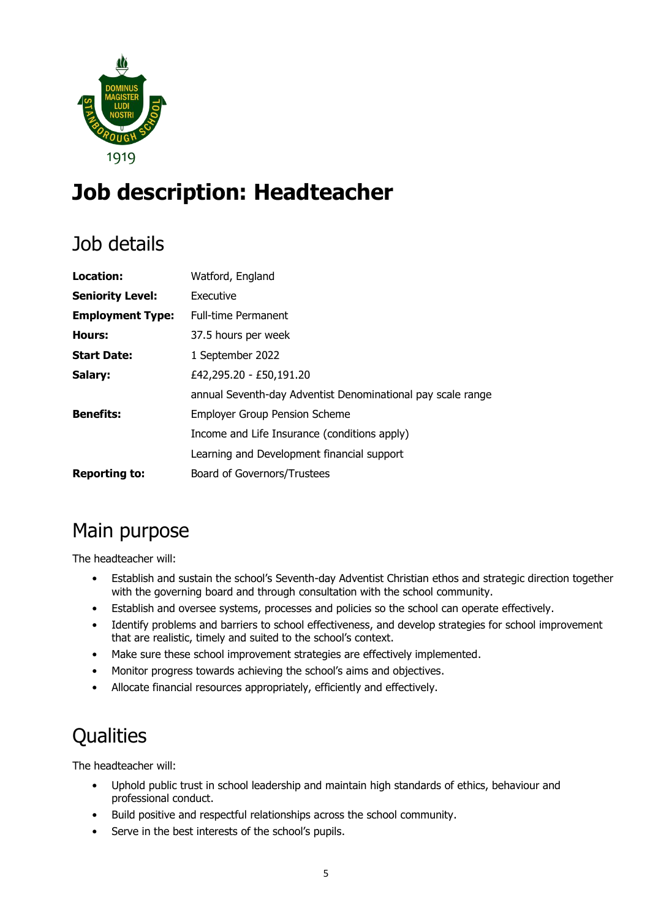# Job description: Headteacher

## Job details

| | |
|---|---|
| **Location:** | Watford, England |
| **Seniority Level:** | Executive |
| **Employment Type:** | Full-time Permanent |
| **Hours:** | 37.5 hours per week |
| **Start Date:** | 1 September 2022 |
| **Salary:** | £42,295.20 - £50,191.20 |
| | annual Seventh-day Adventist Denominational pay scale range |
| **Benefits:** | Employer Group Pension Scheme |
| | Income and Life Insurance (conditions apply) |
| | Learning and Development financial support |
| **Reporting to:** | Board of Governors/Trustees |

## Main purpose

The headteacher will:

- Establish and sustain the school's Seventh-day Adventist Christian ethos and strategic direction together with the governing board and through consultation with the school community.
- Establish and oversee systems, processes and policies so the school can operate effectively.
- Identify problems and barriers to school effectiveness, and develop strategies for school improvement that are realistic, timely and suited to the school's context.
- Make sure these school improvement strategies are effectively implemented.
- Monitor progress towards achieving the school's aims and objectives.
- Allocate financial resources appropriately, efficiently and effectively.

## Qualities

The headteacher will:

- Uphold public trust in school leadership and maintain high standards of ethics, behaviour and professional conduct.
- Build positive and respectful relationships across the school community.
- Serve in the best interests of the school's pupils.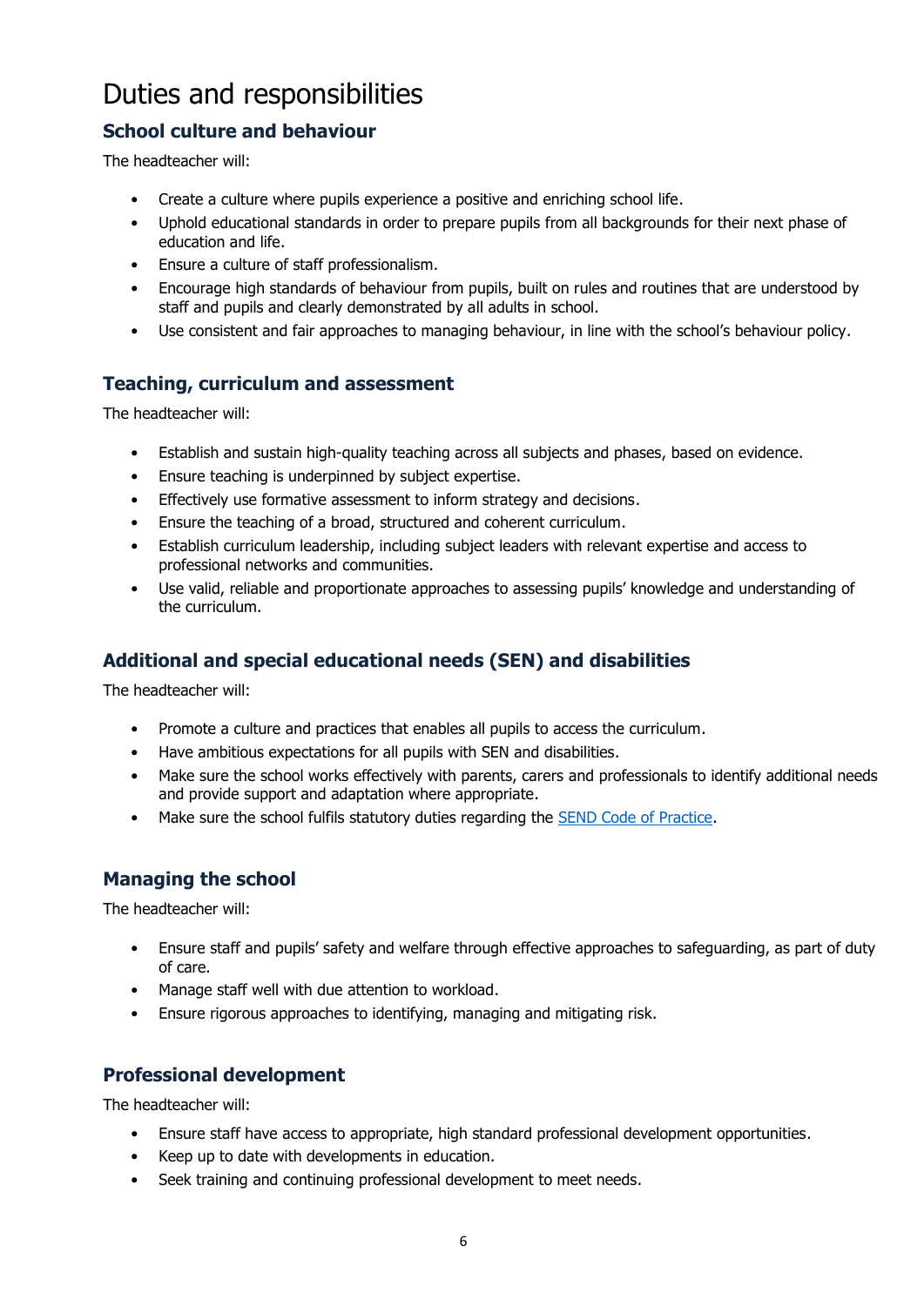# Duties and responsibilities

## School culture and behaviour

The headteacher will:

- Create a culture where pupils experience a positive and enriching school life.
- Uphold educational standards in order to prepare pupils from all backgrounds for their next phase of education and life.
- Ensure a culture of staff professionalism.
- Encourage high standards of behaviour from pupils, built on rules and routines that are understood by staff and pupils and clearly demonstrated by all adults in school.
- Use consistent and fair approaches to managing behaviour, in line with the school's behaviour policy.

## Teaching, curriculum and assessment

The headteacher will:

- Establish and sustain high-quality teaching across all subjects and phases, based on evidence.
- Ensure teaching is underpinned by subject expertise.
- Effectively use formative assessment to inform strategy and decisions.
- Ensure the teaching of a broad, structured and coherent curriculum.
- Establish curriculum leadership, including subject leaders with relevant expertise and access to professional networks and communities.
- Use valid, reliable and proportionate approaches to assessing pupils' knowledge and understanding of the curriculum.

## Additional and special educational needs (SEN) and disabilities

The headteacher will:

- Promote a culture and practices that enables all pupils to access the curriculum.
- Have ambitious expectations for all pupils with SEN and disabilities.
- Make sure the school works effectively with parents, carers and professionals to identify additional needs and provide support and adaptation where appropriate.
- Make sure the school fulfils statutory duties regarding the SEND Code of Practice.

## Managing the school

The headteacher will:

- Ensure staff and pupils' safety and welfare through effective approaches to safeguarding, as part of duty of care.
- Manage staff well with due attention to workload.
- Ensure rigorous approaches to identifying, managing and mitigating risk.

## Professional development

The headteacher will:

- Ensure staff have access to appropriate, high standard professional development opportunities.
- Keep up to date with developments in education.
- Seek training and continuing professional development to meet needs.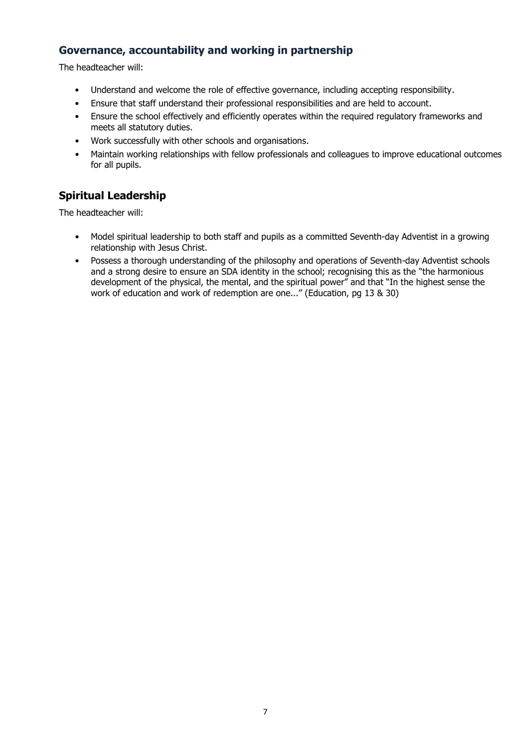## Governance, accountability and working in partnership

The headteacher will:

- Understand and welcome the role of effective governance, including accepting responsibility.
- Ensure that staff understand their professional responsibilities and are held to account.
- Ensure the school effectively and efficiently operates within the required regulatory frameworks and meets all statutory duties.
- Work successfully with other schools and organisations.
- Maintain working relationships with fellow professionals and colleagues to improve educational outcomes for all pupils.

## Spiritual Leadership

The headteacher will:

- Model spiritual leadership to both staff and pupils as a committed Seventh-day Adventist in a growing relationship with Jesus Christ.
- Possess a thorough understanding of the philosophy and operations of Seventh-day Adventist schools and a strong desire to ensure an SDA identity in the school; recognising this as the "the harmonious development of the physical, the mental, and the spiritual power" and that "In the highest sense the work of education and work of redemption are one..." (Education, pg 13 & 30)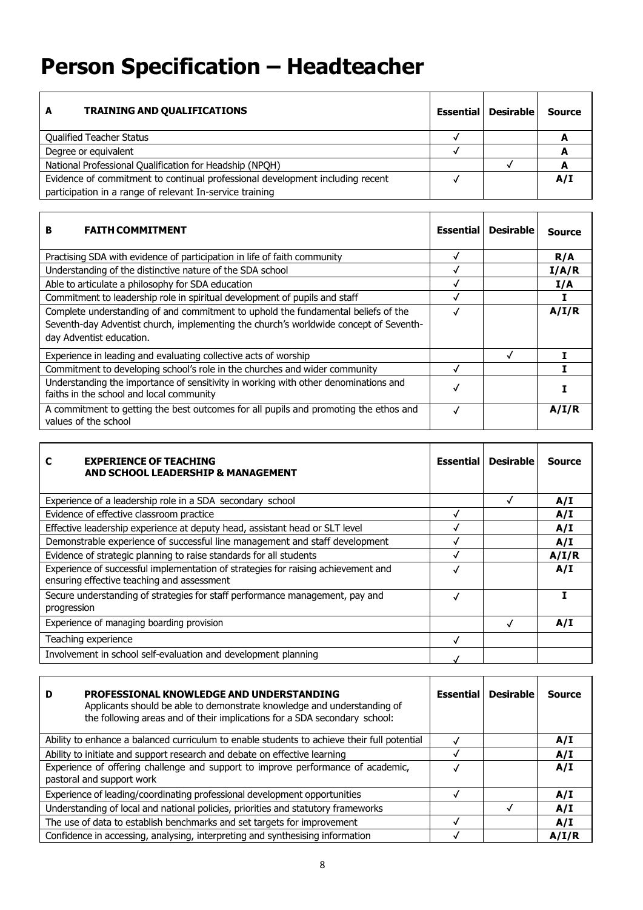# Person Specification – Headteacher

| **A TRAINING AND QUALIFICATIONS** | **Essential** | **Desirable** | **Source** |
|---|---|---|---|
| Qualified Teacher Status | ✓ | | **A** |
| Degree or equivalent | ✓ | | **A** |
| National Professional Qualification for Headship (NPQH) | | ✓ | **A** |
| Evidence of commitment to continual professional development including recent participation in a range of relevant In-service training | ✓ | | **A/I** |

| **B FAITH COMMITMENT** | **Essential** | **Desirable** | **Source** |
|---|---|---|---|
| Practising SDA with evidence of participation in life of faith community | ✓ | | **R/A** |
| Understanding of the distinctive nature of the SDA school | ✓ | | **I/A/R** |
| Able to articulate a philosophy for SDA education | ✓ | | **I/A** |
| Commitment to leadership role in spiritual development of pupils and staff | ✓ | | **I** |
| Complete understanding of and commitment to uphold the fundamental beliefs of the Seventh-day Adventist church, implementing the church's worldwide concept of Seventh-day Adventist education. | ✓ | | **A/I/R** |
| Experience in leading and evaluating collective acts of worship | | ✓ | **I** |
| Commitment to developing school's role in the churches and wider community | ✓ | | **I** |
| Understanding the importance of sensitivity in working with other denominations and faiths in the school and local community | ✓ | | **I** |
| A commitment to getting the best outcomes for all pupils and promoting the ethos and values of the school | ✓ | | **A/I/R** |

| **C EXPERIENCE OF TEACHING AND SCHOOL LEADERSHIP & MANAGEMENT** | **Essential** | **Desirable** | **Source** |
|---|---|---|---|
| Experience of a leadership role in a SDA secondary school | | ✓ | **A/I** |
| Evidence of effective classroom practice | ✓ | | **A/I** |
| Effective leadership experience at deputy head, assistant head or SLT level | ✓ | | **A/I** |
| Demonstrable experience of successful line management and staff development | ✓ | | **A/I** |
| Evidence of strategic planning to raise standards for all students | ✓ | | **A/I/R** |
| Experience of successful implementation of strategies for raising achievement and ensuring effective teaching and assessment | ✓ | | **A/I** |
| Secure understanding of strategies for staff performance management, pay and progression | ✓ | | **I** |
| Experience of managing boarding provision | | ✓ | **A/I** |
| Teaching experience | ✓ | | |
| Involvement in school self-evaluation and development planning | ✓ | | |

| **D PROFESSIONAL KNOWLEDGE AND UNDERSTANDING** Applicants should be able to demonstrate knowledge and understanding of the following areas and of their implications for a SDA secondary school: | **Essential** | **Desirable** | **Source** |
|---|---|---|---|
| Ability to enhance a balanced curriculum to enable students to achieve their full potential | ✓ | | **A/I** |
| Ability to initiate and support research and debate on effective learning | ✓ | | **A/I** |
| Experience of offering challenge and support to improve performance of academic, pastoral and support work | ✓ | | **A/I** |
| Experience of leading/coordinating professional development opportunities | ✓ | | **A/I** |
| Understanding of local and national policies, priorities and statutory frameworks | | ✓ | **A/I** |
| The use of data to establish benchmarks and set targets for improvement | ✓ | | **A/I** |
| Confidence in accessing, analysing, interpreting and synthesising information | ✓ | | **A/I/R** |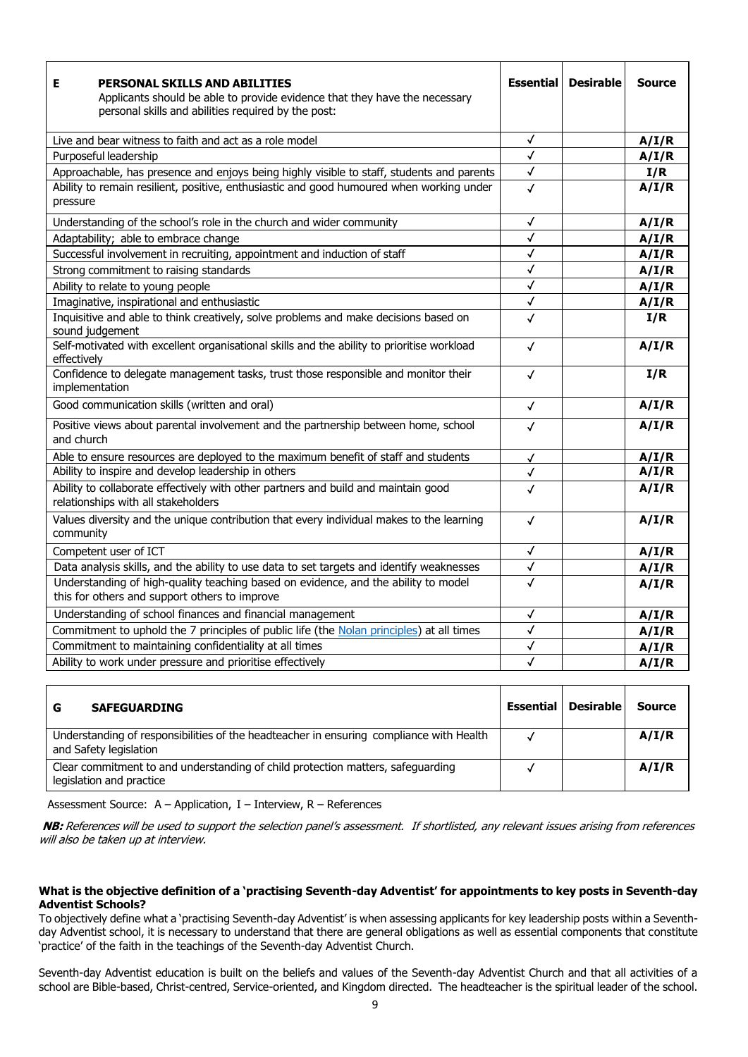| E **PERSONAL SKILLS AND ABILITIES** Applicants should be able to provide evidence that they have the necessary personal skills and abilities required by the post: | Essential | Desirable | Source |
|---|---|---|---|
| Live and bear witness to faith and act as a role model | ✓ | | **A/I/R** |
| Purposeful leadership | ✓ | | **A/I/R** |
| Approachable, has presence and enjoys being highly visible to staff, students and parents | ✓ | | **I/R** |
| Ability to remain resilient, positive, enthusiastic and good humoured when working under pressure | ✓ | | **A/I/R** |
| Understanding of the school's role in the church and wider community | ✓ | | **A/I/R** |
| Adaptability; able to embrace change | ✓ | | **A/I/R** |
| Successful involvement in recruiting, appointment and induction of staff | ✓ | | **A/I/R** |
| Strong commitment to raising standards | ✓ | | **A/I/R** |
| Ability to relate to young people | ✓ | | **A/I/R** |
| Imaginative, inspirational and enthusiastic | ✓ | | **A/I/R** |
| Inquisitive and able to think creatively, solve problems and make decisions based on sound judgement | ✓ | | **I/R** |
| Self-motivated with excellent organisational skills and the ability to prioritise workload effectively | ✓ | | **A/I/R** |
| Confidence to delegate management tasks, trust those responsible and monitor their implementation | ✓ | | **I/R** |
| Good communication skills (written and oral) | ✓ | | **A/I/R** |
| Positive views about parental involvement and the partnership between home, school and church | ✓ | | **A/I/R** |
| Able to ensure resources are deployed to the maximum benefit of staff and students | ✓ | | **A/I/R** |
| Ability to inspire and develop leadership in others | ✓ | | **A/I/R** |
| Ability to collaborate effectively with other partners and build and maintain good relationships with all stakeholders | ✓ | | **A/I/R** |
| Values diversity and the unique contribution that every individual makes to the learning community | ✓ | | **A/I/R** |
| Competent user of ICT | ✓ | | **A/I/R** |
| Data analysis skills, and the ability to use data to set targets and identify weaknesses | ✓ | | **A/I/R** |
| Understanding of high-quality teaching based on evidence, and the ability to model this for others and support others to improve | ✓ | | **A/I/R** |
| Understanding of school finances and financial management | ✓ | | **A/I/R** |
| Commitment to uphold the 7 principles of public life (the Nolan principles) at all times | ✓ | | **A/I/R** |
| Commitment to maintaining confidentiality at all times | ✓ | | **A/I/R** |
| Ability to work under pressure and prioritise effectively | ✓ | | **A/I/R** |

| G **SAFEGUARDING** | Essential | Desirable | Source |
|---|---|---|---|
| Understanding of responsibilities of the headteacher in ensuring compliance with Health and Safety legislation | ✓ | | **A/I/R** |
| Clear commitment to and understanding of child protection matters, safeguarding legislation and practice | ✓ | | **A/I/R** |

Assessment Source: A – Application, I – Interview, R – References

***NB:*** *References will be used to support the selection panel's assessment. If shortlisted, any relevant issues arising from references will also be taken up at interview.*

**What is the objective definition of a 'practising Seventh-day Adventist' for appointments to key posts in Seventh-day Adventist Schools?**

To objectively define what a 'practising Seventh-day Adventist' is when assessing applicants for key leadership posts within a Seventh-day Adventist school, it is necessary to understand that there are general obligations as well as essential components that constitute 'practice' of the faith in the teachings of the Seventh-day Adventist Church.

Seventh-day Adventist education is built on the beliefs and values of the Seventh-day Adventist Church and that all activities of a school are Bible-based, Christ-centred, Service-oriented, and Kingdom directed. The headteacher is the spiritual leader of the school.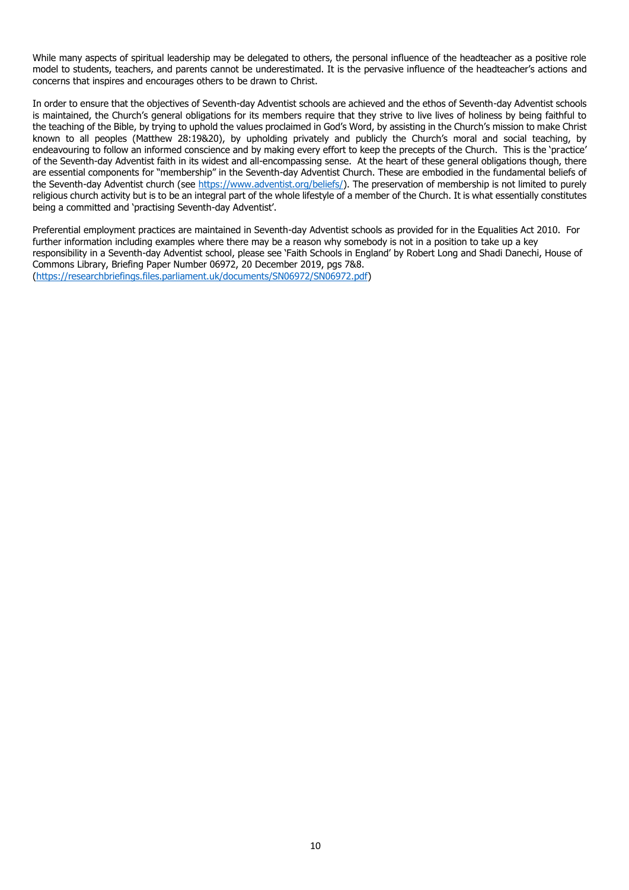While many aspects of spiritual leadership may be delegated to others, the personal influence of the headteacher as a positive role model to students, teachers, and parents cannot be underestimated. It is the pervasive influence of the headteacher's actions and concerns that inspires and encourages others to be drawn to Christ.

In order to ensure that the objectives of Seventh-day Adventist schools are achieved and the ethos of Seventh-day Adventist schools is maintained, the Church's general obligations for its members require that they strive to live lives of holiness by being faithful to the teaching of the Bible, by trying to uphold the values proclaimed in God's Word, by assisting in the Church's mission to make Christ known to all peoples (Matthew 28:19&20), by upholding privately and publicly the Church's moral and social teaching, by endeavouring to follow an informed conscience and by making every effort to keep the precepts of the Church. This is the 'practice' of the Seventh-day Adventist faith in its widest and all-encompassing sense. At the heart of these general obligations though, there are essential components for "membership" in the Seventh-day Adventist Church. These are embodied in the fundamental beliefs of the Seventh-day Adventist church (see https://www.adventist.org/beliefs/). The preservation of membership is not limited to purely religious church activity but is to be an integral part of the whole lifestyle of a member of the Church. It is what essentially constitutes being a committed and 'practising Seventh-day Adventist'.

Preferential employment practices are maintained in Seventh-day Adventist schools as provided for in the Equalities Act 2010. For further information including examples where there may be a reason why somebody is not in a position to take up a key responsibility in a Seventh-day Adventist school, please see 'Faith Schools in England' by Robert Long and Shadi Danechi, House of Commons Library, Briefing Paper Number 06972, 20 December 2019, pgs 7&8. (https://researchbriefings.files.parliament.uk/documents/SN06972/SN06972.pdf)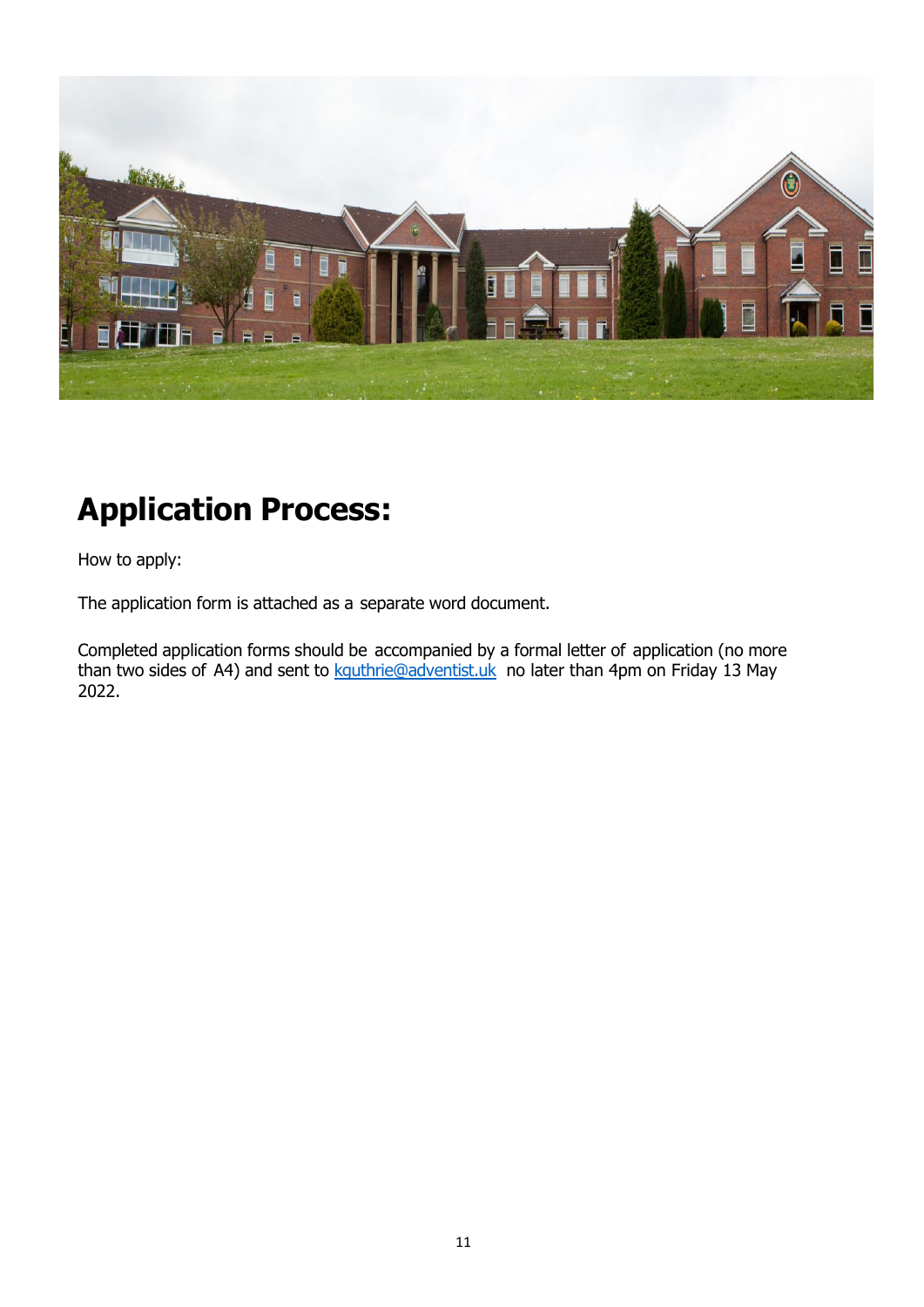# Application Process:

How to apply:

The application form is attached as a separate word document.

Completed application forms should be accompanied by a formal letter of application (no more than two sides of A4) and sent to kguthrie@adventist.uk no later than 4pm on Friday 13 May 2022.